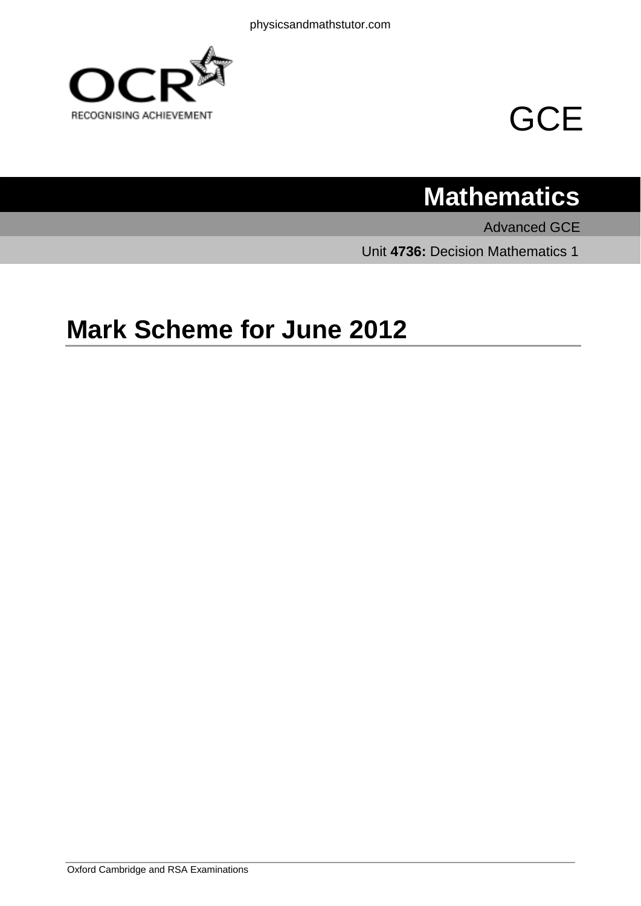OCR

RECOGNISING ACHIEVEMENT

# GCE

## Mathematics

Advanced GCE

Unit **4736:** Decision Mathematics 1

# Mark Scheme for June 2012

Oxford Cambridge and RSA Examinations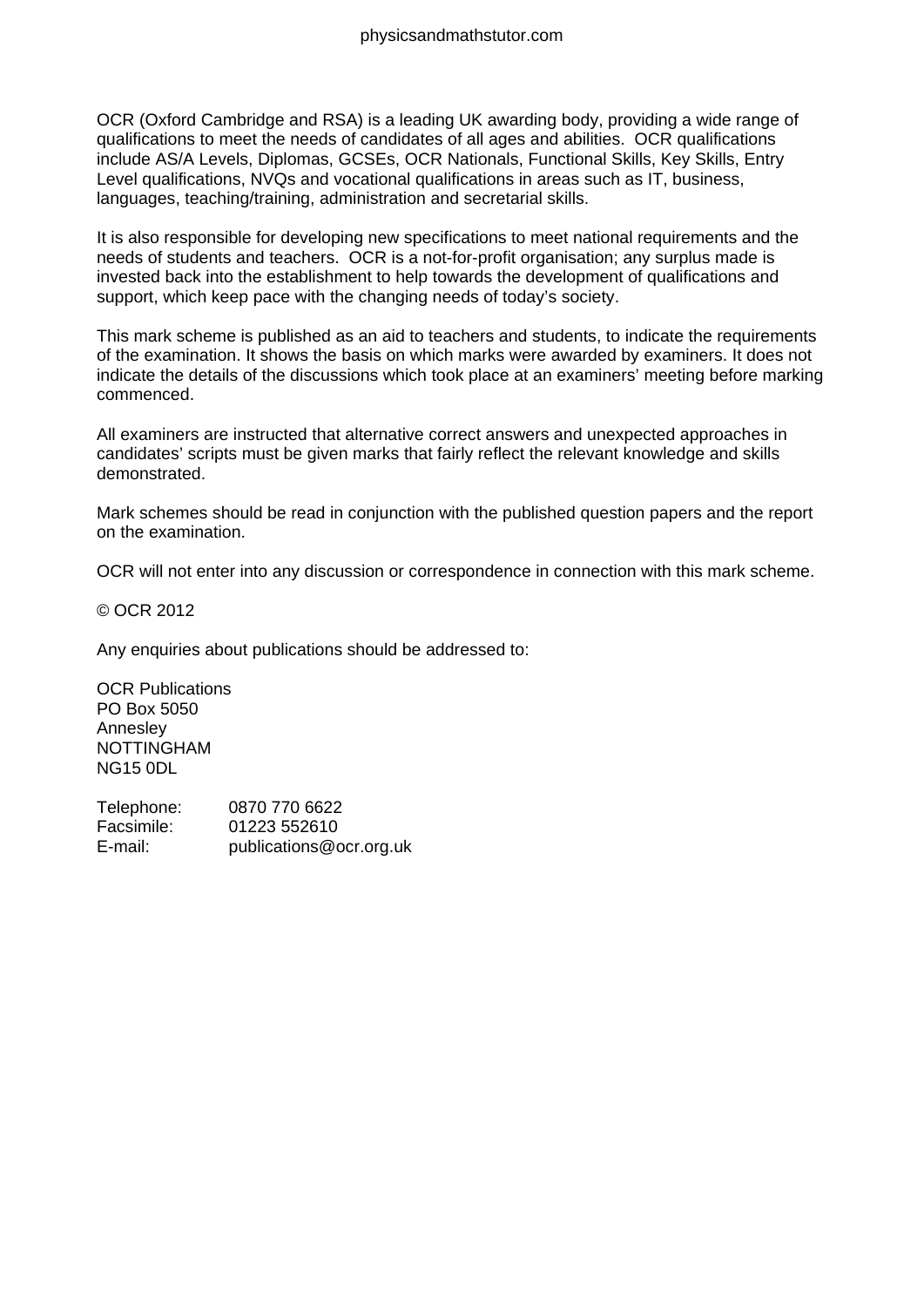OCR (Oxford Cambridge and RSA) is a leading UK awarding body, providing a wide range of qualifications to meet the needs of candidates of all ages and abilities. OCR qualifications include AS/A Levels, Diplomas, GCSEs, OCR Nationals, Functional Skills, Key Skills, Entry Level qualifications, NVQs and vocational qualifications in areas such as IT, business, languages, teaching/training, administration and secretarial skills.

It is also responsible for developing new specifications to meet national requirements and the needs of students and teachers. OCR is a not-for-profit organisation; any surplus made is invested back into the establishment to help towards the development of qualifications and support, which keep pace with the changing needs of today's society.

This mark scheme is published as an aid to teachers and students, to indicate the requirements of the examination. It shows the basis on which marks were awarded by examiners. It does not indicate the details of the discussions which took place at an examiners' meeting before marking commenced.

All examiners are instructed that alternative correct answers and unexpected approaches in candidates' scripts must be given marks that fairly reflect the relevant knowledge and skills demonstrated.

Mark schemes should be read in conjunction with the published question papers and the report on the examination.

OCR will not enter into any discussion or correspondence in connection with this mark scheme.

© OCR 2012

Any enquiries about publications should be addressed to:

OCR Publications
PO Box 5050
Annesley
NOTTINGHAM
NG15 0DL

Telephone: 0870 770 6622
Facsimile: 01223 552610
E-mail: publications@ocr.org.uk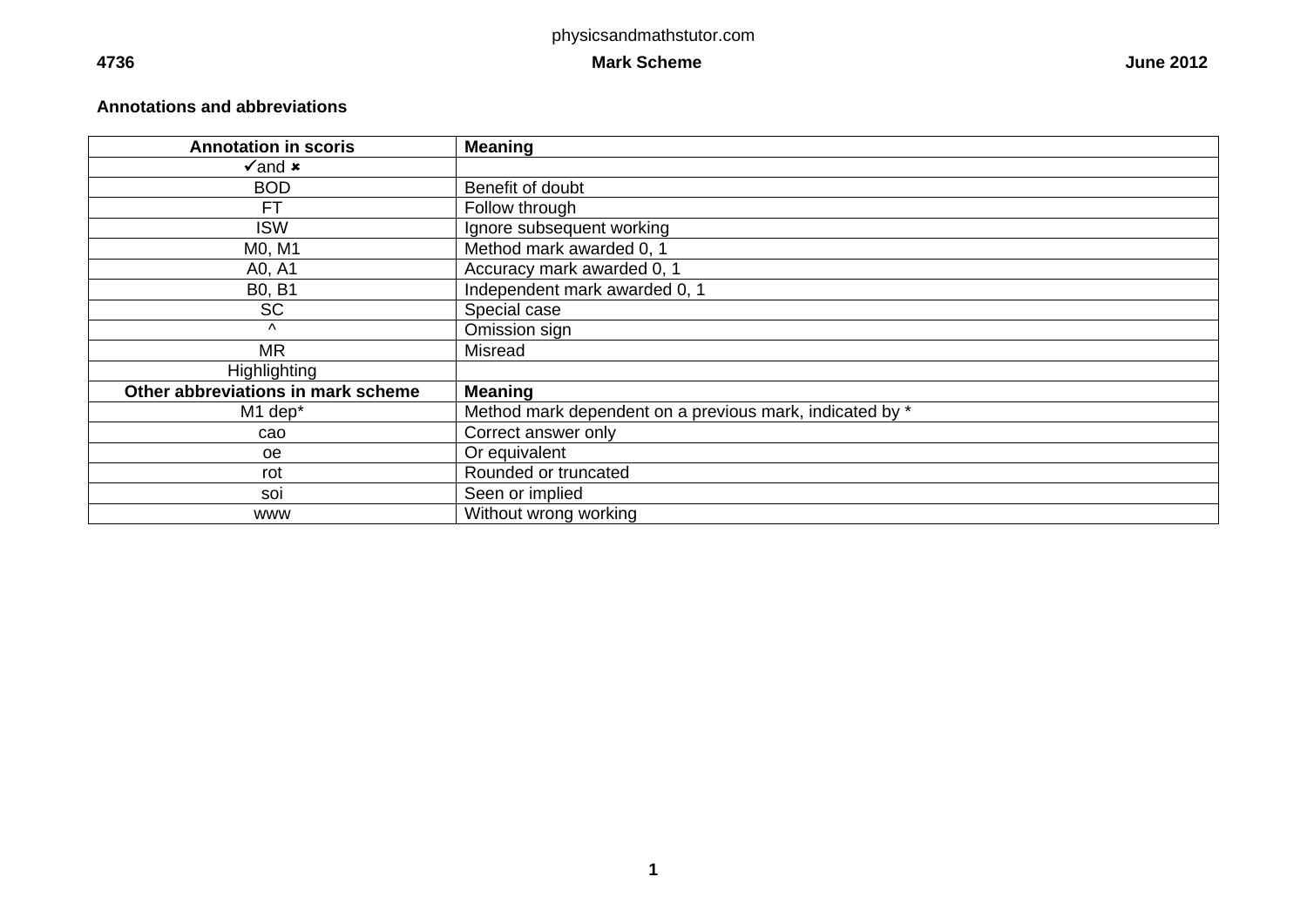**Annotations and abbreviations**

| Annotation in scoris | Meaning |
|---|---|
| ✓and ✗ | |
| BOD | Benefit of doubt |
| FT | Follow through |
| ISW | Ignore subsequent working |
| M0, M1 | Method mark awarded 0, 1 |
| A0, A1 | Accuracy mark awarded 0, 1 |
| B0, B1 | Independent mark awarded 0, 1 |
| SC | Special case |
| ^ | Omission sign |
| MR | Misread |
| Highlighting | |
| **Other abbreviations in mark scheme** | **Meaning** |
| M1 dep* | Method mark dependent on a previous mark, indicated by * |
| cao | Correct answer only |
| oe | Or equivalent |
| rot | Rounded or truncated |
| soi | Seen or implied |
| www | Without wrong working |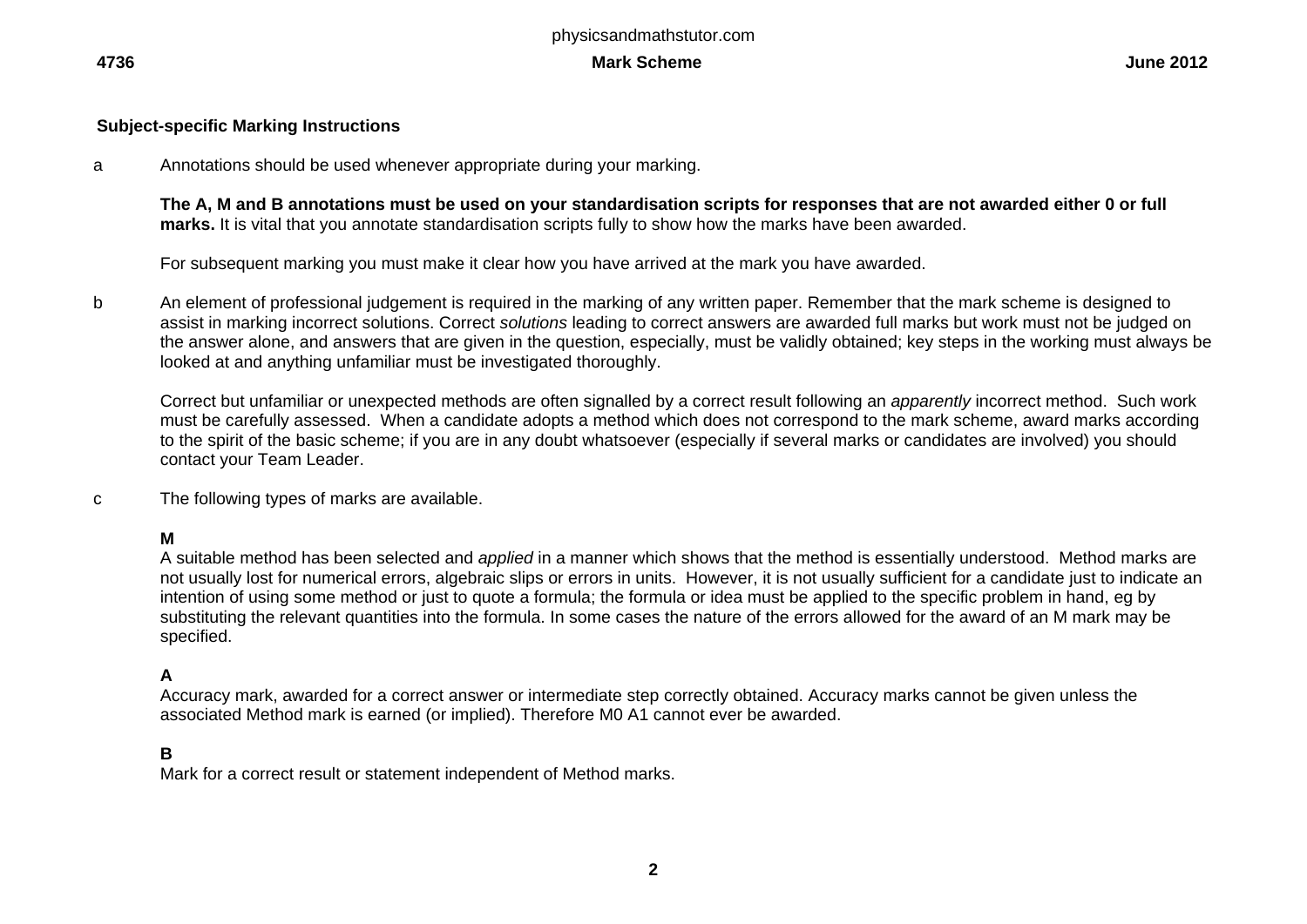## Subject-specific Marking Instructions

a Annotations should be used whenever appropriate during your marking.

**The A, M and B annotations must be used on your standardisation scripts for responses that are not awarded either 0 or full marks.** It is vital that you annotate standardisation scripts fully to show how the marks have been awarded.

For subsequent marking you must make it clear how you have arrived at the mark you have awarded.

b An element of professional judgement is required in the marking of any written paper. Remember that the mark scheme is designed to assist in marking incorrect solutions. Correct *solutions* leading to correct answers are awarded full marks but work must not be judged on the answer alone, and answers that are given in the question, especially, must be validly obtained; key steps in the working must always be looked at and anything unfamiliar must be investigated thoroughly.

Correct but unfamiliar or unexpected methods are often signalled by a correct result following an *apparently* incorrect method. Such work must be carefully assessed. When a candidate adopts a method which does not correspond to the mark scheme, award marks according to the spirit of the basic scheme; if you are in any doubt whatsoever (especially if several marks or candidates are involved) you should contact your Team Leader.

c The following types of marks are available.

**M**
A suitable method has been selected and *applied* in a manner which shows that the method is essentially understood. Method marks are not usually lost for numerical errors, algebraic slips or errors in units. However, it is not usually sufficient for a candidate just to indicate an intention of using some method or just to quote a formula; the formula or idea must be applied to the specific problem in hand, eg by substituting the relevant quantities into the formula. In some cases the nature of the errors allowed for the award of an M mark may be specified.

**A**
Accuracy mark, awarded for a correct answer or intermediate step correctly obtained. Accuracy marks cannot be given unless the associated Method mark is earned (or implied). Therefore M0 A1 cannot ever be awarded.

**B**
Mark for a correct result or statement independent of Method marks.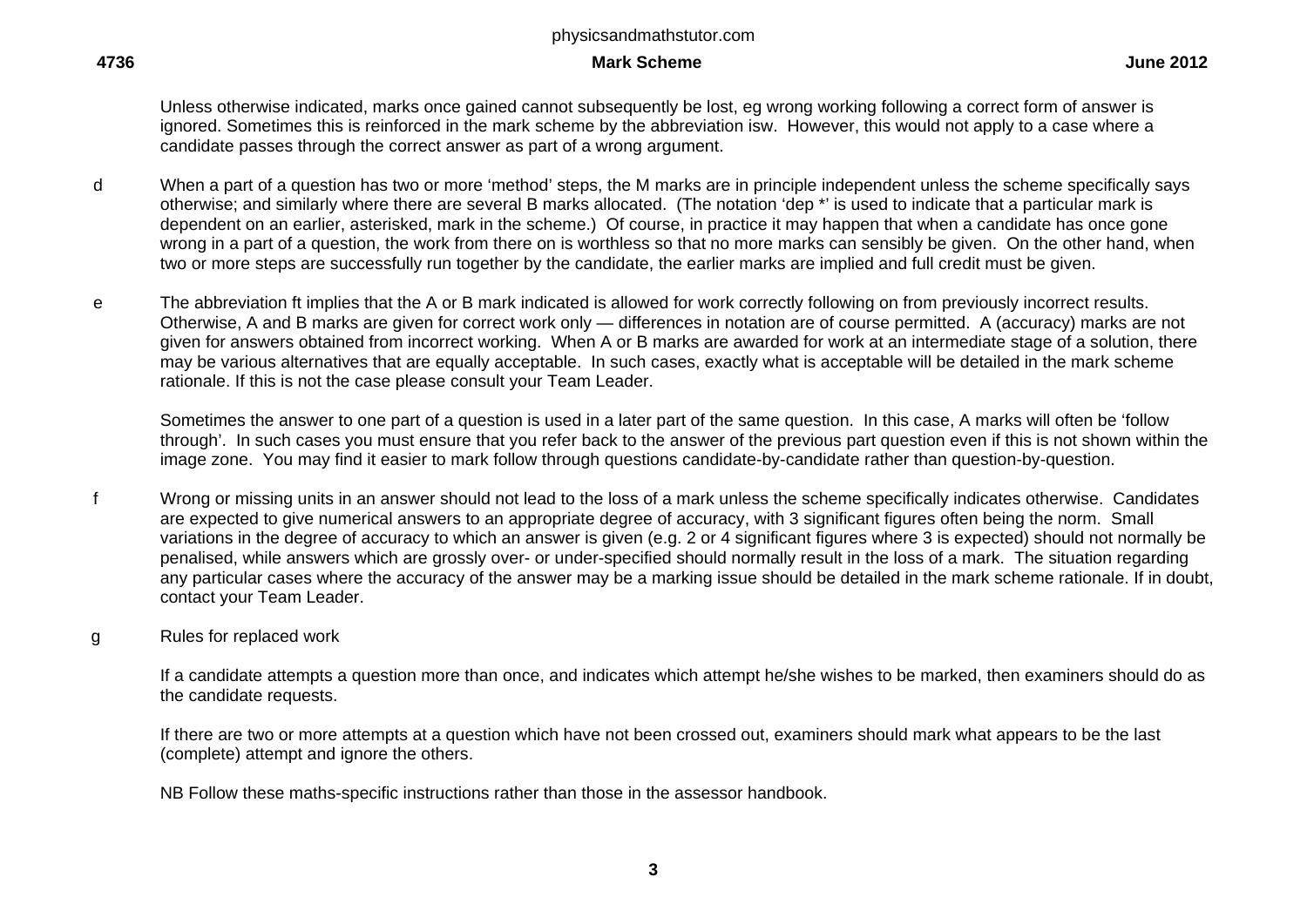Unless otherwise indicated, marks once gained cannot subsequently be lost, eg wrong working following a correct form of answer is ignored. Sometimes this is reinforced in the mark scheme by the abbreviation isw. However, this would not apply to a case where a candidate passes through the correct answer as part of a wrong argument.

d When a part of a question has two or more 'method' steps, the M marks are in principle independent unless the scheme specifically says otherwise; and similarly where there are several B marks allocated. (The notation 'dep *' is used to indicate that a particular mark is dependent on an earlier, asterisked, mark in the scheme.) Of course, in practice it may happen that when a candidate has once gone wrong in a part of a question, the work from there on is worthless so that no more marks can sensibly be given. On the other hand, when two or more steps are successfully run together by the candidate, the earlier marks are implied and full credit must be given.

e The abbreviation ft implies that the A or B mark indicated is allowed for work correctly following on from previously incorrect results. Otherwise, A and B marks are given for correct work only — differences in notation are of course permitted. A (accuracy) marks are not given for answers obtained from incorrect working. When A or B marks are awarded for work at an intermediate stage of a solution, there may be various alternatives that are equally acceptable. In such cases, exactly what is acceptable will be detailed in the mark scheme rationale. If this is not the case please consult your Team Leader.

Sometimes the answer to one part of a question is used in a later part of the same question. In this case, A marks will often be 'follow through'. In such cases you must ensure that you refer back to the answer of the previous part question even if this is not shown within the image zone. You may find it easier to mark follow through questions candidate-by-candidate rather than question-by-question.

f Wrong or missing units in an answer should not lead to the loss of a mark unless the scheme specifically indicates otherwise. Candidates are expected to give numerical answers to an appropriate degree of accuracy, with 3 significant figures often being the norm. Small variations in the degree of accuracy to which an answer is given (e.g. 2 or 4 significant figures where 3 is expected) should not normally be penalised, while answers which are grossly over- or under-specified should normally result in the loss of a mark. The situation regarding any particular cases where the accuracy of the answer may be a marking issue should be detailed in the mark scheme rationale. If in doubt, contact your Team Leader.

g Rules for replaced work

If a candidate attempts a question more than once, and indicates which attempt he/she wishes to be marked, then examiners should do as the candidate requests.

If there are two or more attempts at a question which have not been crossed out, examiners should mark what appears to be the last (complete) attempt and ignore the others.

NB Follow these maths-specific instructions rather than those in the assessor handbook.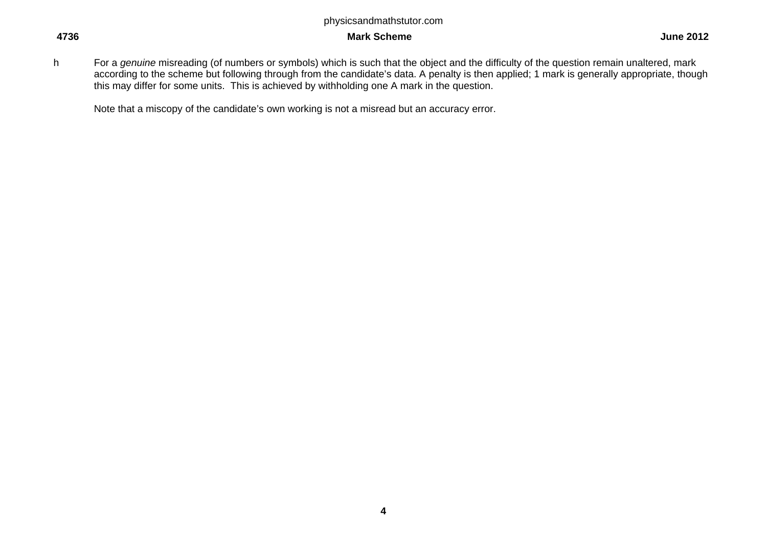h For a *genuine* misreading (of numbers or symbols) which is such that the object and the difficulty of the question remain unaltered, mark according to the scheme but following through from the candidate's data. A penalty is then applied; 1 mark is generally appropriate, though this may differ for some units. This is achieved by withholding one A mark in the question.

Note that a miscopy of the candidate's own working is not a misread but an accuracy error.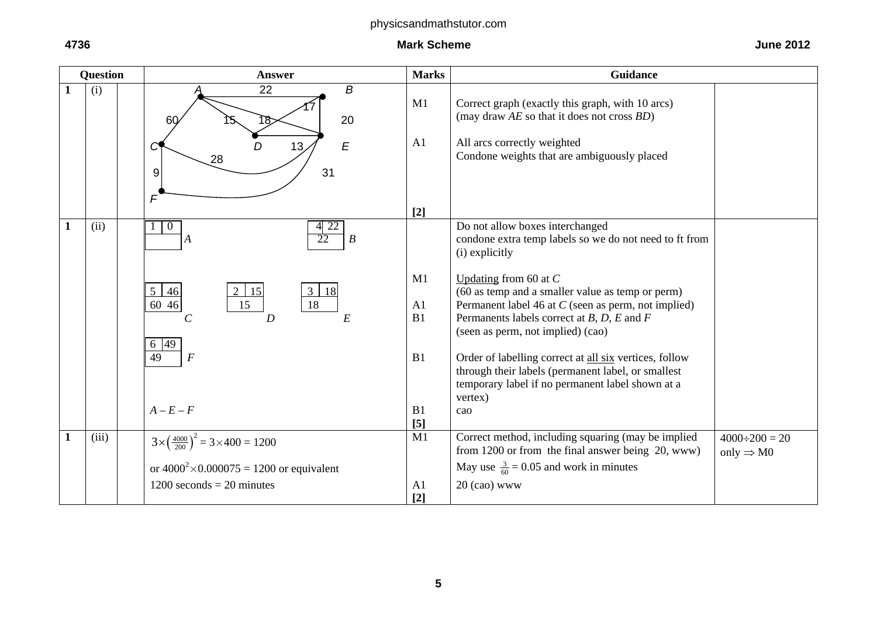| Question | | | Answer | Marks | Guidance | |
|---|---|---|---|---|---|---|
| 1 | (i) | | [Graph with vertices A, B, C, D, E, F; arcs AB 22, AC 60, AD 15, AE 18, BD 17, BE 20, CE 28, CF 9, DE 13, EF 31] | M1 | Correct graph (exactly this graph, with 10 arcs) (may draw AE so that it does not cross BD) | |
| | | | | A1 | All arcs correctly weighted. Condone weights that are ambiguously placed | |
| | | | | [2] | | |
| 1 | (ii) | | A: 1, 0 / B: 4, 22; 22 / C: 5, 46; 60 46 / D: 2, 15; 15 / E: 3, 18; 18 / F: 6, 49; 49 | | Do not allow boxes interchanged. condone extra temp labels so we do not need to ft from (i) explicitly | |
| | | | | M1 | Updating from 60 at C (60 as temp and a smaller value as temp or perm) | |
| | | | | A1 | Permanent label 46 at C (seen as perm, not implied) | |
| | | | | B1 | Permanents labels correct at B, D, E and F (seen as perm, not implied) (cao) | |
| | | | | B1 | Order of labelling correct at all six vertices, follow through their labels (permanent label, or smallest temporary label if no permanent label shown at a vertex) | |
| | | | $A - E - F$ | B1 | cao | |
| | | | | [5] | | |
| 1 | (iii) | | $3\times\left(\frac{4000}{200}\right)^2 = 3\times400 = 1200$ | M1 | Correct method, including squaring (may be implied from 1200 or from the final answer being 20, www) | $4000\div200 = 20$ only $\Rightarrow$ M0 |
| | | | or $4000^2\times0.000075 = 1200$ or equivalent | | May use $\frac{3}{60} = 0.05$ and work in minutes | |
| | | | 1200 seconds = 20 minutes | A1 | 20 (cao) www | |
| | | | | [2] | | |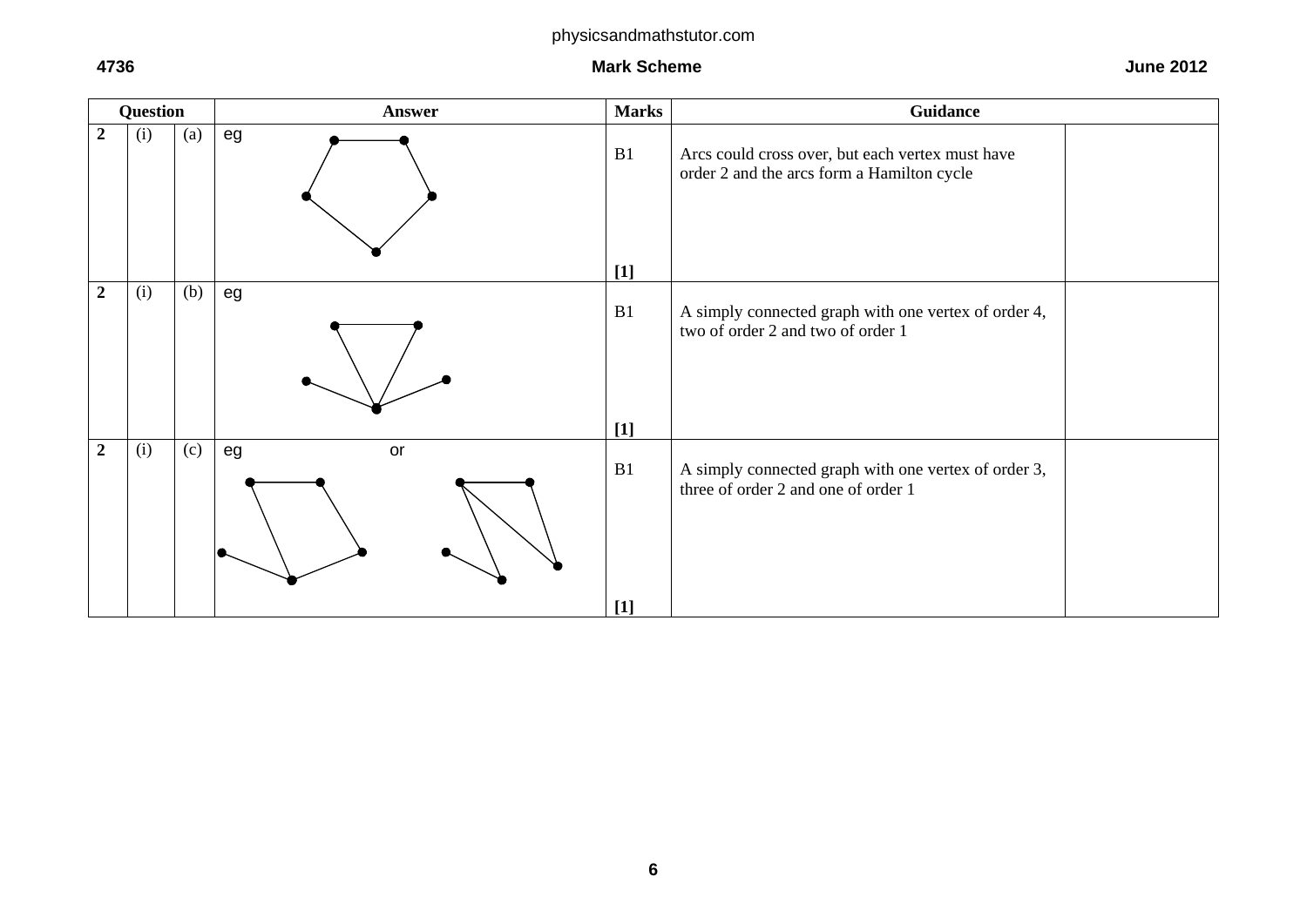| Question | | | Answer | Marks | Guidance | |
|---|---|---|---|---|---|---|
| 2 | (i) | (a) | eg | B1<br><br>[1] | Arcs could cross over, but each vertex must have order 2 and the arcs form a Hamilton cycle | |
| 2 | (i) | (b) | eg | B1<br><br>[1] | A simply connected graph with one vertex of order 4, two of order 2 and two of order 1 | |
| 2 | (i) | (c) | eg or | B1<br><br>[1] | A simply connected graph with one vertex of order 3, three of order 2 and one of order 1 | |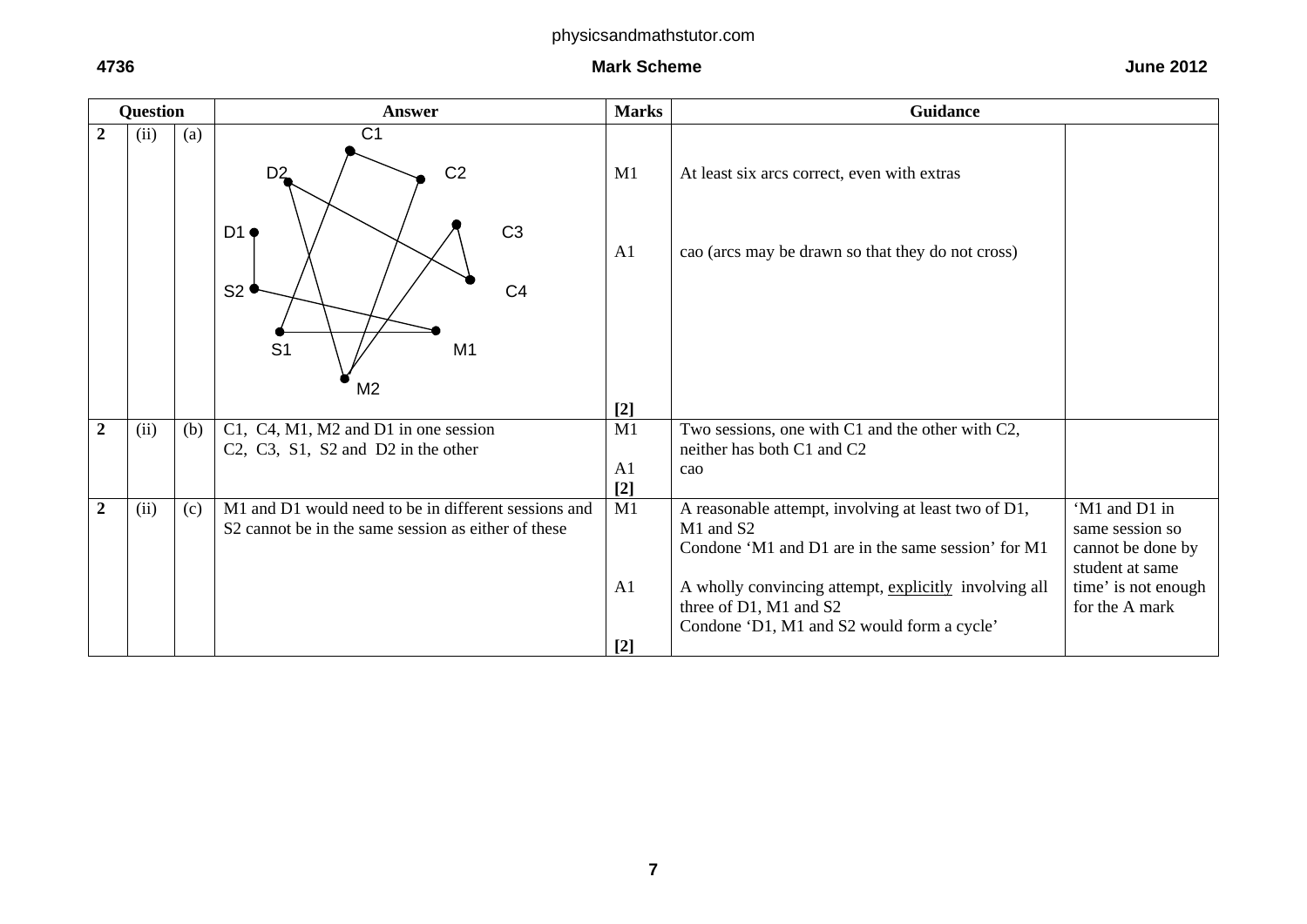| Question | | | Answer | Marks | Guidance | |
|---|---|---|---|---|---|---|
| 2 | (ii) | (a) | Graph with vertices C1, C2, C3, C4, D1, D2, S1, S2, M1, M2 and arcs: C1–C2, C1–S1, C2–M2, D2–C4, D2–M2, C3–C4, C3–M2, D1–S2, S2–M1, S1–M1 | M1<br><br>A1<br><br>**[2]** | At least six arcs correct, even with extras<br><br>cao (arcs may be drawn so that they do not cross) | |
| 2 | (ii) | (b) | C1, C4, M1, M2 and D1 in one session<br>C2, C3, S1, S2 and D2 in the other | M1<br><br>A1<br>**[2]** | Two sessions, one with C1 and the other with C2, neither has both C1 and C2<br>cao | |
| 2 | (ii) | (c) | M1 and D1 would need to be in different sessions and S2 cannot be in the same session as either of these | M1<br><br><br><br>A1<br><br><br>**[2]** | A reasonable attempt, involving at least two of D1, M1 and S2<br>Condone 'M1 and D1 are in the same session' for M1<br><br>A wholly convincing attempt, explicitly involving all three of D1, M1 and S2<br>Condone 'D1, M1 and S2 would form a cycle' | 'M1 and D1 in same session so cannot be done by student at same time' is not enough for the A mark |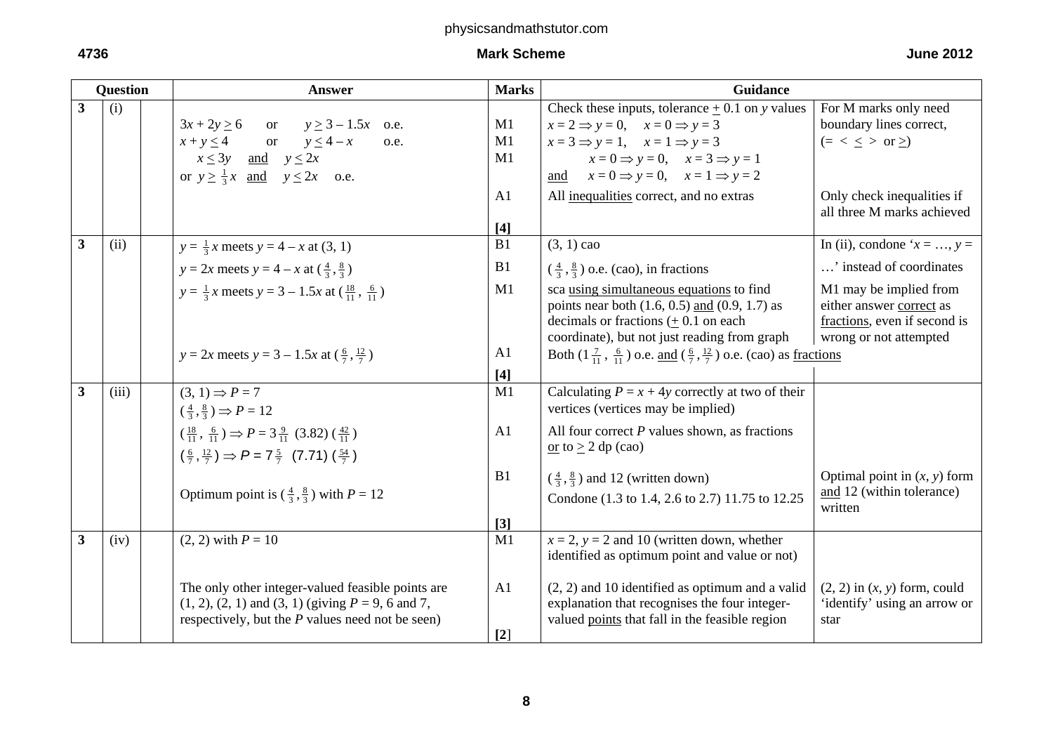| Question | | | Answer | Marks | Guidance | |
|---|---|---|---|---|---|---|
| 3 | (i) | | $3x + 2y \geq 6$ or $y \geq 3 - 1.5x$ o.e.<br>$x + y \leq 4$ or $y \leq 4 - x$ o.e.<br>$x \leq 3y$ and $y \leq 2x$<br>or $y \geq \frac{1}{3}x$ and $y \leq 2x$ o.e. | M1<br>M1<br>M1<br><br>A1<br><br>**[4]** | Check these inputs, tolerance $\pm$ 0.1 on $y$ values<br>$x = 2 \Rightarrow y = 0$, $x = 0 \Rightarrow y = 3$<br>$x = 3 \Rightarrow y = 1$, $x = 1 \Rightarrow y = 3$<br>$x = 0 \Rightarrow y = 0$, $x = 3 \Rightarrow y = 1$<br>and $x = 0 \Rightarrow y = 0$, $x = 1 \Rightarrow y = 2$<br><br>All inequalities correct, and no extras | For M marks only need boundary lines correct, ($=$ $<$ $\leq$ $>$ or $\geq$)<br><br>Only check inequalities if all three M marks achieved |
| 3 | (ii) | | $y = \frac{1}{3}x$ meets $y = 4 - x$ at (3, 1)<br><br>$y = 2x$ meets $y = 4 - x$ at $(\frac{4}{3}, \frac{8}{3})$<br><br>$y = \frac{1}{3}x$ meets $y = 3 - 1.5x$ at $(\frac{18}{11}, \frac{6}{11})$<br><br>$y = 2x$ meets $y = 3 - 1.5x$ at $(\frac{6}{7}, \frac{12}{7})$ | B1<br><br>B1<br><br>M1<br><br><br><br>A1<br><br>**[4]** | (3, 1) cao<br><br>$(\frac{4}{3}, \frac{8}{3})$ o.e. (cao), in fractions<br><br>sca using simultaneous equations to find points near both (1.6, 0.5) and (0.9, 1.7) as decimals or fractions ($\pm$ 0.1 on each coordinate), but not just reading from graph<br><br>Both $(1\frac{7}{11}, \frac{6}{11})$ o.e. and $(\frac{6}{7}, \frac{12}{7})$ o.e. (cao) as fractions | In (ii), condone '$x = \ldots, y = \ldots$' instead of coordinates<br><br>M1 may be implied from either answer correct as fractions, even if second is wrong or not attempted |
| 3 | (iii) | | $(3, 1) \Rightarrow P = 7$<br>$(\frac{4}{3}, \frac{8}{3}) \Rightarrow P = 12$<br>$(\frac{18}{11}, \frac{6}{11}) \Rightarrow P = 3\frac{9}{11}$ (3.82) $(\frac{42}{11})$<br>$(\frac{6}{7}, \frac{12}{7}) \Rightarrow P = 7\frac{5}{7}$ (7.71) $(\frac{54}{7})$<br><br>Optimum point is $(\frac{4}{3}, \frac{8}{3})$ with $P = 12$ | M1<br><br>A1<br><br><br>B1<br><br>**[3]** | Calculating $P = x + 4y$ correctly at two of their vertices (vertices may be implied)<br><br>All four correct $P$ values shown, as fractions or to $\geq$ 2 dp (cao)<br><br>$(\frac{4}{3}, \frac{8}{3})$ and 12 (written down)<br>Condone (1.3 to 1.4, 2.6 to 2.7) 11.75 to 12.25 | <br><br><br><br>Optimal point in $(x, y)$ form and 12 (within tolerance) written |
| 3 | (iv) | | (2, 2) with $P = 10$<br><br>The only other integer-valued feasible points are (1, 2), (2, 1) and (3, 1) (giving $P$ = 9, 6 and 7, respectively, but the $P$ values need not be seen) | M1<br><br>A1<br><br>**[2]** | $x = 2$, $y = 2$ and 10 (written down, whether identified as optimum point and value or not)<br><br>(2, 2) and 10 identified as optimum and a valid explanation that recognises the four integer-valued points that fall in the feasible region | <br><br>(2, 2) in $(x, y)$ form, could 'identify' using an arrow or star |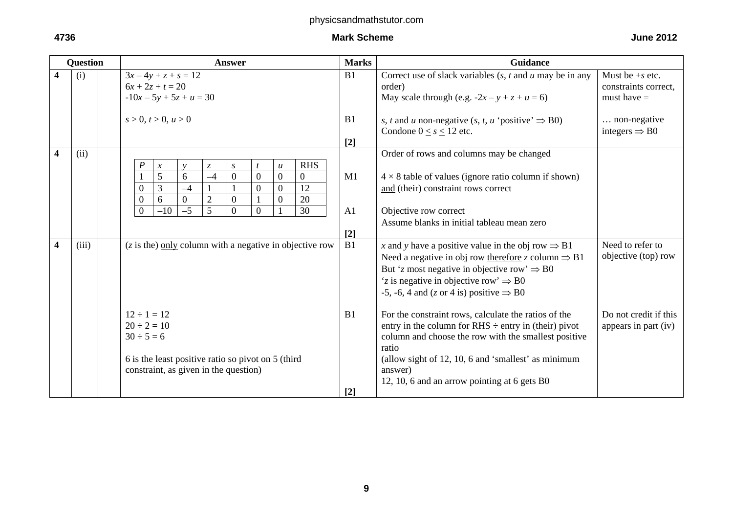| Question | | | Answer | Marks | Guidance | |
|---|---|---|---|---|---|---|
| 4 | (i) | | $3x - 4y + z + s = 12$ <br> $6x + 2z + t = 20$ <br> $-10x - 5y + 5z + u = 30$ | B1 | Correct use of slack variables ($s$, $t$ and $u$ may be in any order) <br> May scale through (e.g. $-2x - y + z + u = 6$) | Must be $+s$ etc. constraints correct, must have = |
| | | | $s \geq 0$, $t \geq 0$, $u \geq 0$ | B1 <br> **[2]** | $s$, $t$ and $u$ non-negative ($s$, $t$, $u$ 'positive' $\Rightarrow$ B0) <br> Condone $0 \leq s \leq 12$ etc. | … non-negative integers $\Rightarrow$ B0 |
| 4 | (ii) | | $P$ \| $x$ \| $y$ \| $z$ \| $s$ \| $t$ \| $u$ \| RHS <br> 1 \| 5 \| 6 \| –4 \| 0 \| 0 \| 0 \| 0 <br> 0 \| 3 \| –4 \| 1 \| 1 \| 0 \| 0 \| 12 <br> 0 \| 6 \| 0 \| 2 \| 0 \| 1 \| 0 \| 20 <br> 0 \| –10 \| –5 \| 5 \| 0 \| 0 \| 1 \| 30 | M1 <br><br> A1 <br> **[2]** | Order of rows and columns may be changed <br> $4 \times 8$ table of values (ignore ratio column if shown) and (their) constraint rows correct <br> Objective row correct <br> Assume blanks in initial tableau mean zero | |
| 4 | (iii) | | ($z$ is the) only column with a negative in objective row | B1 | $x$ and $y$ have a positive value in the obj row $\Rightarrow$ B1 <br> Need a negative in obj row therefore $z$ column $\Rightarrow$ B1 <br> But '$z$ most negative in objective row' $\Rightarrow$ B0 <br> '$z$ is negative in objective row' $\Rightarrow$ B0 <br> -5, -6, 4 and ($z$ or 4 is) positive $\Rightarrow$ B0 | Need to refer to objective (top) row |
| | | | $12 \div 1 = 12$ <br> $20 \div 2 = 10$ <br> $30 \div 5 = 6$ <br><br> 6 is the least positive ratio so pivot on 5 (third constraint, as given in the question) | B1 <br><br> **[2]** | For the constraint rows, calculate the ratios of the entry in the column for RHS ÷ entry in (their) pivot column and choose the row with the smallest positive ratio <br> (allow sight of 12, 10, 6 and 'smallest' as minimum answer) <br> 12, 10, 6 and an arrow pointing at 6 gets B0 | Do not credit if this appears in part (iv) |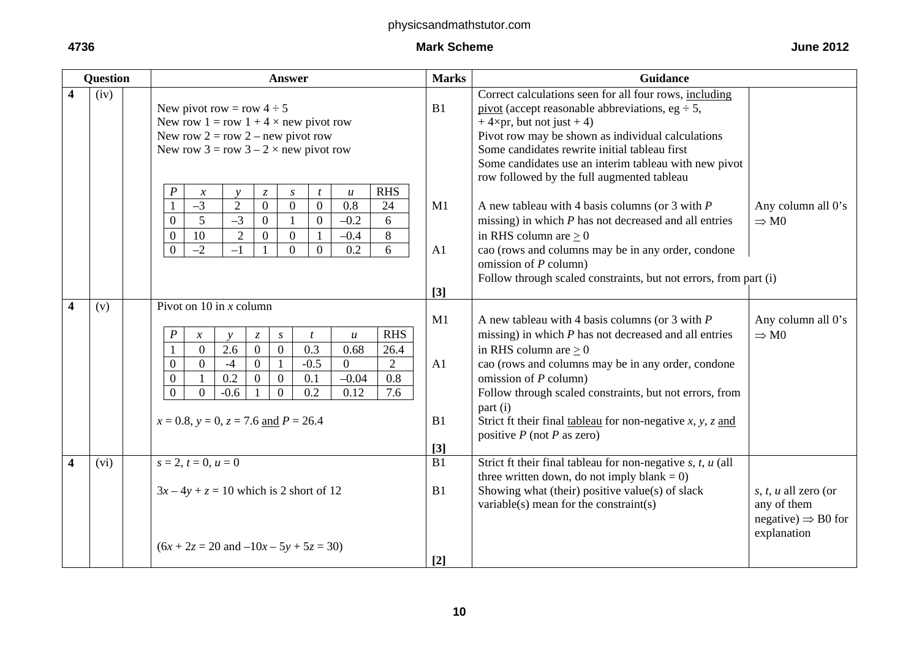| Question | | | Answer | Marks | Guidance | |
|---|---|---|---|---|---|---|
| 4 | (iv) | | New pivot row = row 4 ÷ 5<br>New row 1 = row 1 + 4 × new pivot row<br>New row 2 = row 2 – new pivot row<br>New row 3 = row 3 – 2 × new pivot row | B1 | Correct calculations seen for all four rows, including pivot (accept reasonable abbreviations, eg ÷ 5, + 4×pr, but not just + 4)<br>Pivot row may be shown as individual calculations<br>Some candidates rewrite initial tableau first<br>Some candidates use an interim tableau with new pivot row followed by the full augmented tableau | |
| | | | $P$ \| $x$ \| $y$ \| $z$ \| $s$ \| $t$ \| $u$ \| RHS<br>1 \| –3 \| 2 \| 0 \| 0 \| 0 \| 0.8 \| 24<br>0 \| 5 \| –3 \| 0 \| 1 \| 0 \| –0.2 \| 6<br>0 \| 10 \| 2 \| 0 \| 0 \| 1 \| –0.4 \| 8<br>0 \| –2 \| –1 \| 1 \| 0 \| 0 \| 0.2 \| 6 | M1 | A new tableau with 4 basis columns (or 3 with $P$ missing) in which $P$ has not decreased and all entries in RHS column are $\geq 0$ | Any column all 0's $\Rightarrow$ M0 |
| | | | | A1 | cao (rows and columns may be in any order, condone omission of $P$ column)<br>Follow through scaled constraints, but not errors, from part (i) | |
| | | | | [3] | | |
| 4 | (v) | | Pivot on 10 in $x$ column | M1 | A new tableau with 4 basis columns (or 3 with $P$ missing) in which $P$ has not decreased and all entries in RHS column are $\geq 0$ | Any column all 0's $\Rightarrow$ M0 |
| | | | $P$ \| $x$ \| $y$ \| $z$ \| $s$ \| $t$ \| $u$ \| RHS<br>1 \| 0 \| 2.6 \| 0 \| 0 \| 0.3 \| 0.68 \| 26.4<br>0 \| 0 \| -4 \| 0 \| 1 \| -0.5 \| 0 \| 2<br>0 \| 1 \| 0.2 \| 0 \| 0 \| 0.1 \| –0.04 \| 0.8<br>0 \| 0 \| -0.6 \| 1 \| 0 \| 0.2 \| 0.12 \| 7.6 | A1 | cao (rows and columns may be in any order, condone omission of $P$ column)<br>Follow through scaled constraints, but not errors, from part (i) | |
| | | | $x = 0.8$, $y = 0$, $z = 7.6$ and $P = 26.4$ | B1 | Strict ft their final tableau for non-negative $x$, $y$, $z$ and positive $P$ (not $P$ as zero) | |
| | | | | [3] | | |
| 4 | (vi) | | $s = 2$, $t = 0$, $u = 0$ | B1 | Strict ft their final tableau for non-negative $s$, $t$, $u$ (all three written down, do not imply blank = 0) | |
| | | | $3x – 4y + z = 10$ which is 2 short of 12<br><br>$(6x + 2z = 20$ and $–10x – 5y + 5z = 30)$ | B1 | Showing what (their) positive value(s) of slack variable(s) mean for the constraint(s) | $s$, $t$, $u$ all zero (or any of them negative) $\Rightarrow$ B0 for explanation |
| | | | | [2] | | |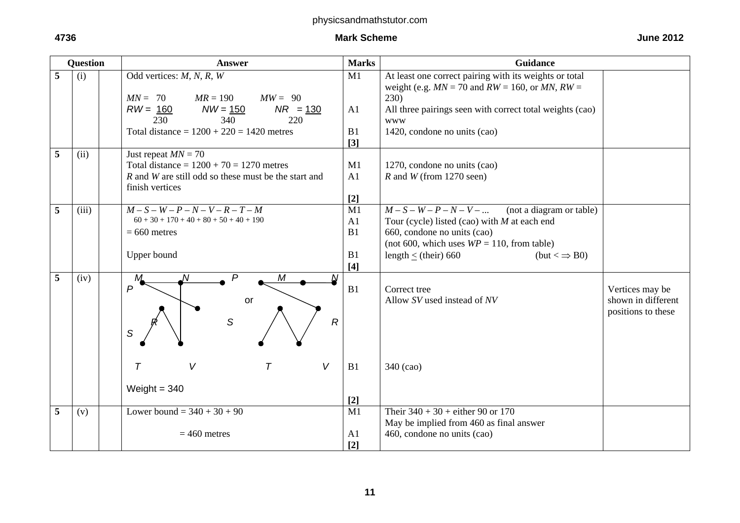| Question | | | Answer | Marks | Guidance | |
|---|---|---|---|---|---|---|
| 5 | (i) | | Odd vertices: $M, N, R, W$<br><br>$MN = 70$ $MR = 190$ $MW = 90$<br>$RW = \underline{160}$ $NW = \underline{150}$ $NR = \underline{130}$<br>230 340 220<br>Total distance = 1200 + 220 = 1420 metres | M1<br><br>A1<br><br>B1<br>**[3]** | At least one correct pairing with its weights or total weight (e.g. $MN = 70$ and $RW = 160$, or $MN, RW = 230$)<br>All three pairings seen with correct total weights (cao) www<br>1420, condone no units (cao) | |
| 5 | (ii) | | Just repeat $MN = 70$<br>Total distance = 1200 + 70 = 1270 metres<br>$R$ and $W$ are still odd so these must be the start and finish vertices | M1<br>A1<br><br>**[2]** | 1270, condone no units (cao)<br>$R$ and $W$ (from 1270 seen) | |
| 5 | (iii) | | $M – S – W – P – N – V – R – T – M$<br>60 + 30 + 170 + 40 + 80 + 50 + 40 + 190<br>= 660 metres<br><br>Upper bound | M1<br>A1<br>B1<br><br>B1<br>**[4]** | $M – S – W – P – N – V – ...$ (not a diagram or table)<br>Tour (cycle) listed (cao) with $M$ at each end<br>660, condone no units (cao)<br>(not 600, which uses $WP = 110$, from table)<br>length ≤ (their) 660 (but < ⇒ B0) | |
| 5 | (iv) | | [Tree diagram on vertices M, N, P, R, S, T, V] or [Tree diagram on vertices M, N, P, R, S, T, V]<br><br>Weight = 340 | B1<br><br><br>B1<br><br>**[2]** | Correct tree<br>Allow $SV$ used instead of $NV$<br><br>340 (cao) | Vertices may be shown in different positions to these |
| 5 | (v) | | Lower bound = 340 + 30 + 90<br><br>= 460 metres | M1<br><br>A1<br>**[2]** | Their 340 + 30 + either 90 or 170<br>May be implied from 460 as final answer<br>460, condone no units (cao) | |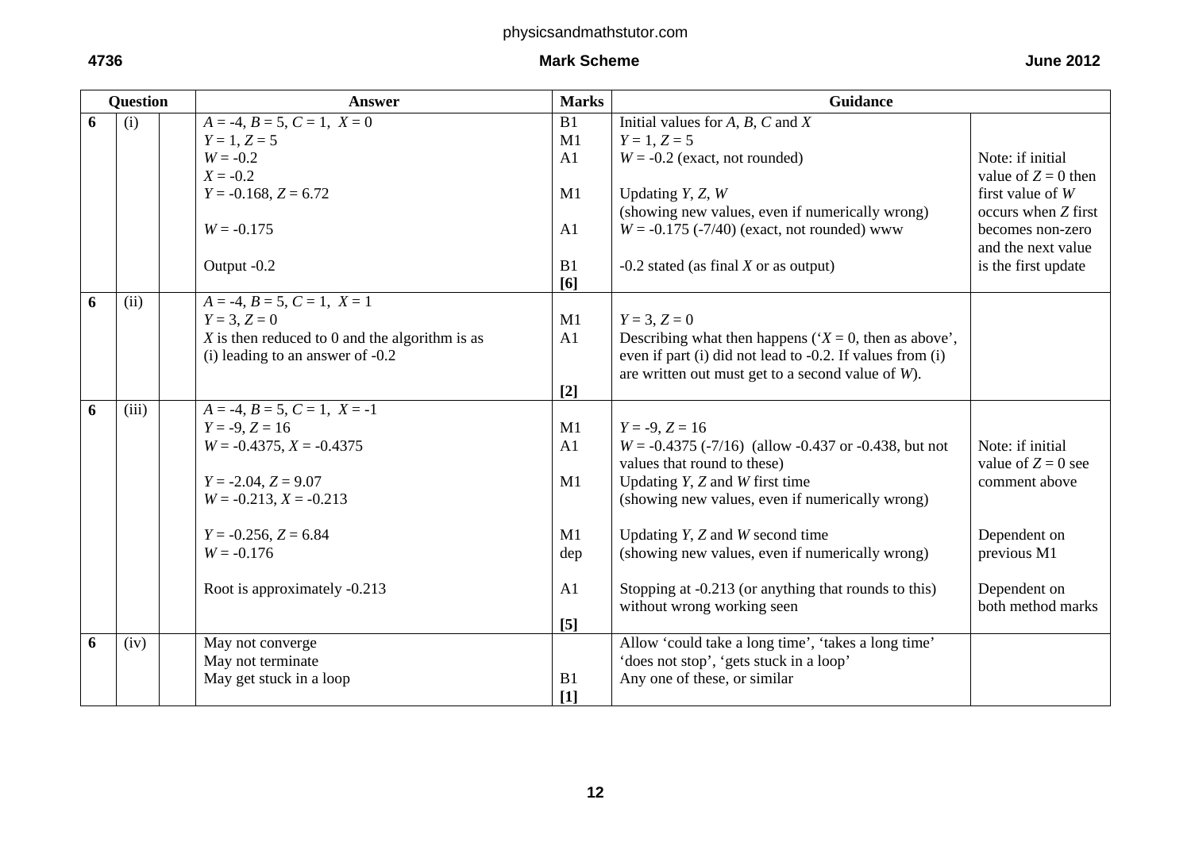| Question | | | Answer | Marks | Guidance | |
|---|---|---|---|---|---|---|
| 6 | (i) | | $A = -4$, $B = 5$, $C = 1$, $X = 0$<br>$Y = 1$, $Z = 5$<br>$W = -0.2$<br>$X = -0.2$<br>$Y = -0.168$, $Z = 6.72$<br><br>$W = -0.175$<br><br>Output -0.2 | B1<br>M1<br>A1<br><br>M1<br><br>A1<br><br>B1<br>**[6]** | Initial values for $A$, $B$, $C$ and $X$<br>$Y = 1$, $Z = 5$<br>$W = -0.2$ (exact, not rounded)<br><br>Updating $Y$, $Z$, $W$<br>(showing new values, even if numerically wrong)<br>$W = -0.175$ (-7/40) (exact, not rounded) www<br><br>-0.2 stated (as final $X$ or as output) | Note: if initial value of $Z = 0$ then first value of $W$ occurs when $Z$ first becomes non-zero and the next value is the first update |
| 6 | (ii) | | $A = -4$, $B = 5$, $C = 1$, $X = 1$<br>$Y = 3$, $Z = 0$<br>$X$ is then reduced to 0 and the algorithm is as (i) leading to an answer of -0.2 | <br>M1<br>A1<br><br>**[2]** | <br>$Y = 3$, $Z = 0$<br>Describing what then happens ('$X = 0$, then as above', even if part (i) did not lead to -0.2. If values from (i) are written out must get to a second value of $W$). | |
| 6 | (iii) | | $A = -4$, $B = 5$, $C = 1$, $X = -1$<br>$Y = -9$, $Z = 16$<br>$W = -0.4375$, $X = -0.4375$<br><br>$Y = -2.04$, $Z = 9.07$<br>$W = -0.213$, $X = -0.213$<br><br>$Y = -0.256$, $Z = 6.84$<br>$W = -0.176$<br><br>Root is approximately -0.213 | <br>M1<br>A1<br><br>M1<br><br><br>M1<br>dep<br><br>A1<br><br>**[5]** | <br>$Y = -9$, $Z = 16$<br>$W = -0.4375$ (-7/16) (allow -0.437 or -0.438, but not values that round to these)<br>Updating $Y$, $Z$ and $W$ first time<br>(showing new values, even if numerically wrong)<br><br>Updating $Y$, $Z$ and $W$ second time<br>(showing new values, even if numerically wrong)<br><br>Stopping at -0.213 (or anything that rounds to this) without wrong working seen | <br><br>Note: if initial value of $Z = 0$ see comment above<br><br><br><br>Dependent on previous M1<br><br>Dependent on both method marks |
| 6 | (iv) | | May not converge<br>May not terminate<br>May get stuck in a loop | <br><br>B1<br>**[1]** | Allow 'could take a long time', 'takes a long time' 'does not stop', 'gets stuck in a loop'<br>Any one of these, or similar | |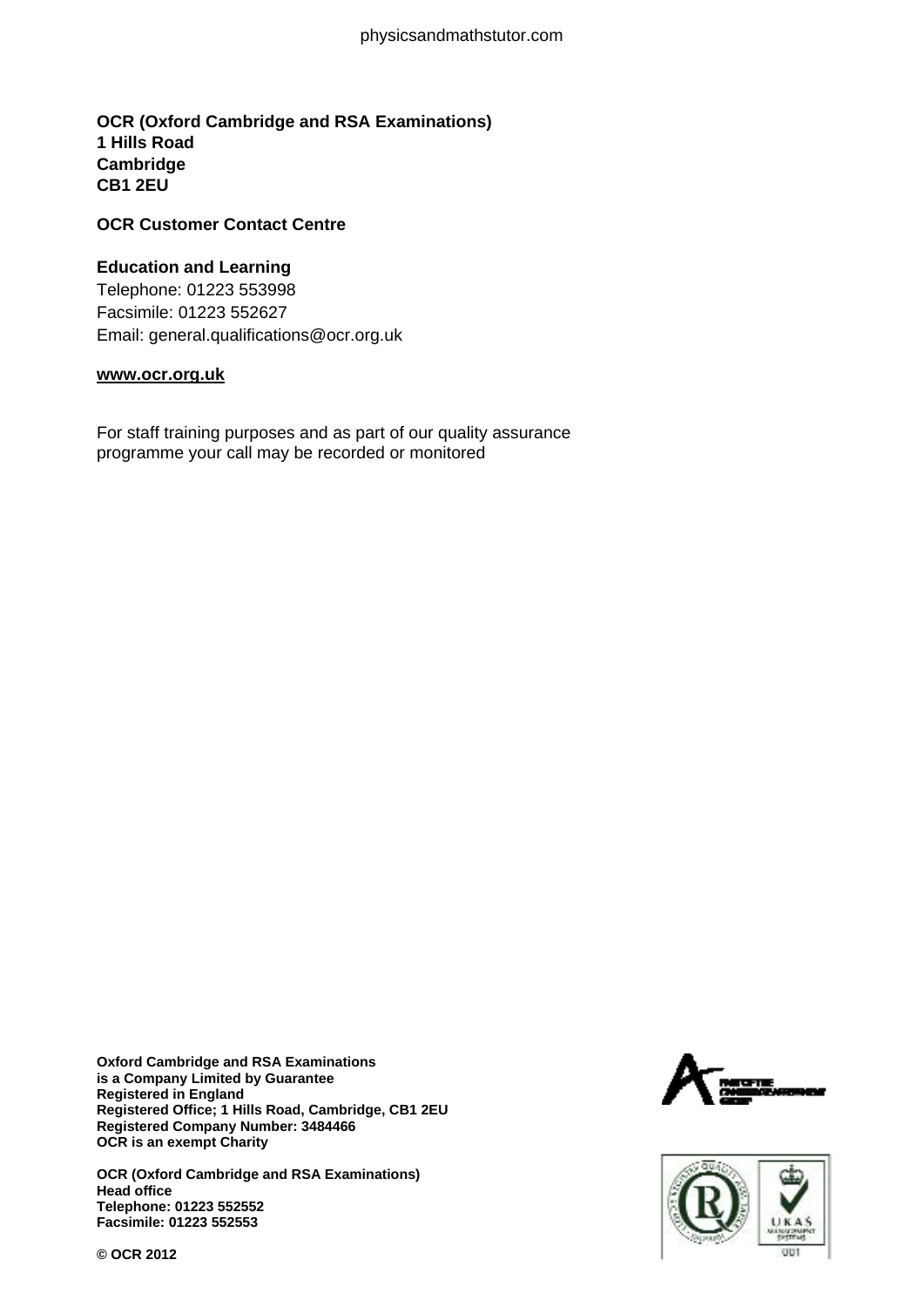**OCR (Oxford Cambridge and RSA Examinations)**
**1 Hills Road**
**Cambridge**
**CB1 2EU**

**OCR Customer Contact Centre**

**Education and Learning**
Telephone: 01223 553998
Facsimile: 01223 552627
Email: general.qualifications@ocr.org.uk

**www.ocr.org.uk**

For staff training purposes and as part of our quality assurance programme your call may be recorded or monitored

**Oxford Cambridge and RSA Examinations**
**is a Company Limited by Guarantee**
**Registered in England**
**Registered Office; 1 Hills Road, Cambridge, CB1 2EU**
**Registered Company Number: 3484466**
**OCR is an exempt Charity**

**OCR (Oxford Cambridge and RSA Examinations)**
**Head office**
**Telephone: 01223 552552**
**Facsimile: 01223 552553**

**© OCR 2012**